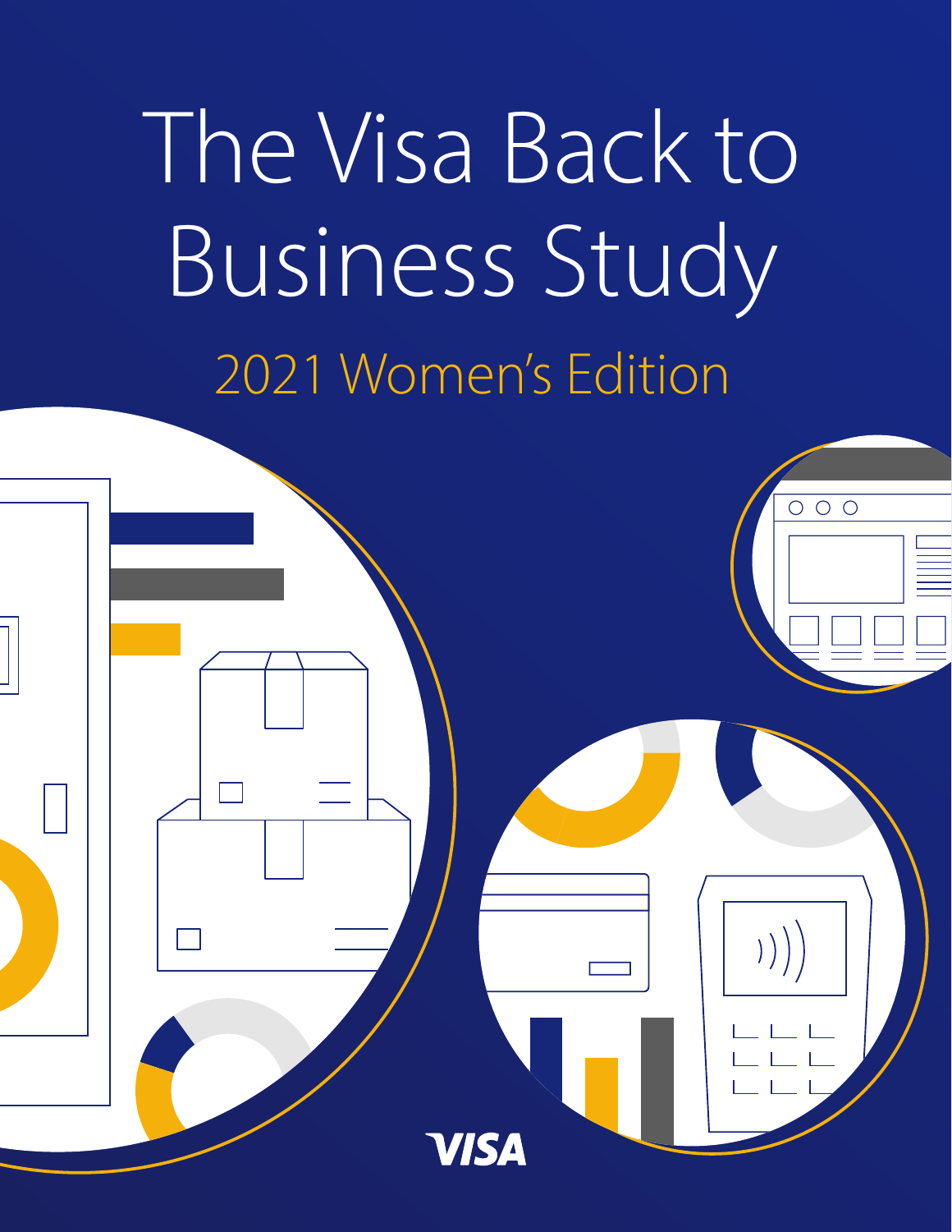# The Visa Back to Business Study

## 2021 Women's Edition

VISA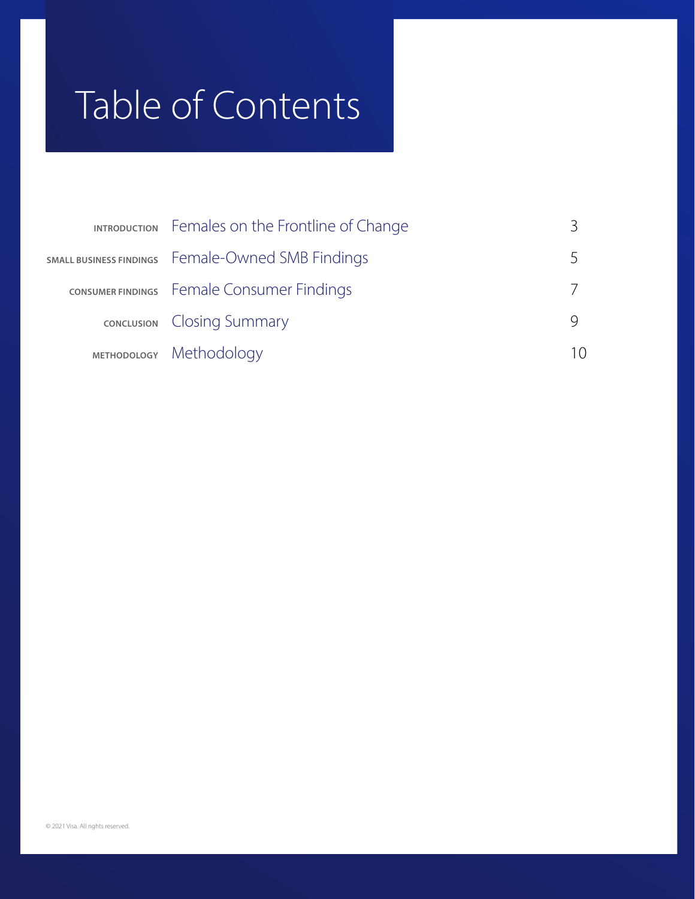# Table of Contents

| | | |
|---|---|---|
| INTRODUCTION | Females on the Frontline of Change | 3 |
| SMALL BUSINESS FINDINGS | Female-Owned SMB Findings | 5 |
| CONSUMER FINDINGS | Female Consumer Findings | 7 |
| CONCLUSION | Closing Summary | 9 |
| METHODOLOGY | Methodology | 10 |

© 2021 Visa. All rights reserved.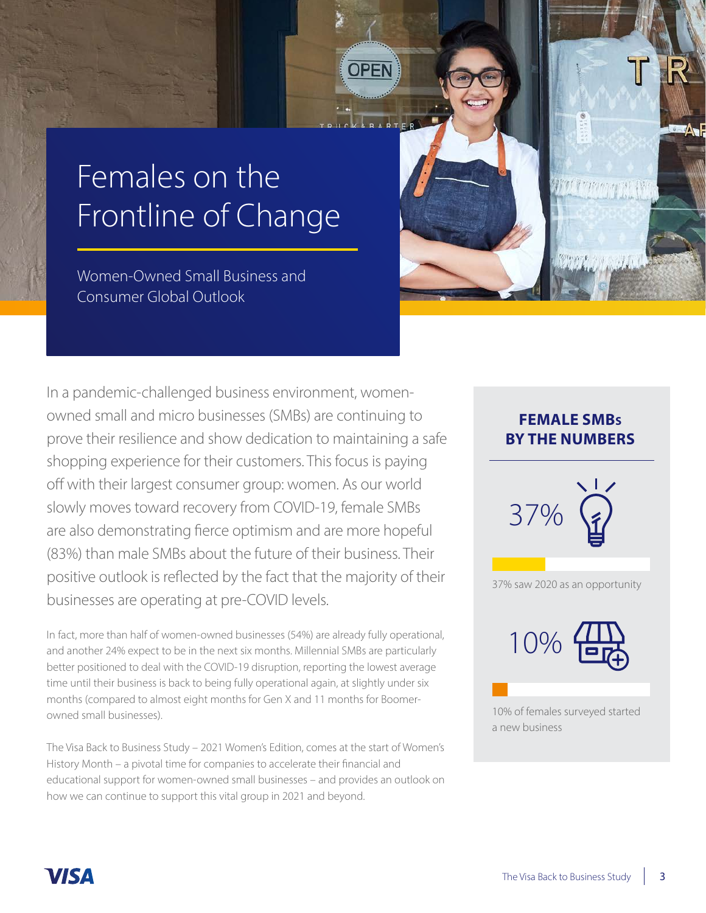# Females on the Frontline of Change

Women-Owned Small Business and Consumer Global Outlook

In a pandemic-challenged business environment, women-owned small and micro businesses (SMBs) are continuing to prove their resilience and show dedication to maintaining a safe shopping experience for their customers. This focus is paying off with their largest consumer group: women. As our world slowly moves toward recovery from COVID-19, female SMBs are also demonstrating fierce optimism and are more hopeful (83%) than male SMBs about the future of their business. Their positive outlook is reflected by the fact that the majority of their businesses are operating at pre-COVID levels.

In fact, more than half of women-owned businesses (54%) are already fully operational, and another 24% expect to be in the next six months. Millennial SMBs are particularly better positioned to deal with the COVID-19 disruption, reporting the lowest average time until their business is back to being fully operational again, at slightly under six months (compared to almost eight months for Gen X and 11 months for Boomer-owned small businesses).

The Visa Back to Business Study – 2021 Women's Edition, comes at the start of Women's History Month – a pivotal time for companies to accelerate their financial and educational support for women-owned small businesses – and provides an outlook on how we can continue to support this vital group in 2021 and beyond.

## FEMALE SMBs BY THE NUMBERS

37%

37% saw 2020 as an opportunity

10%

10% of females surveyed started a new business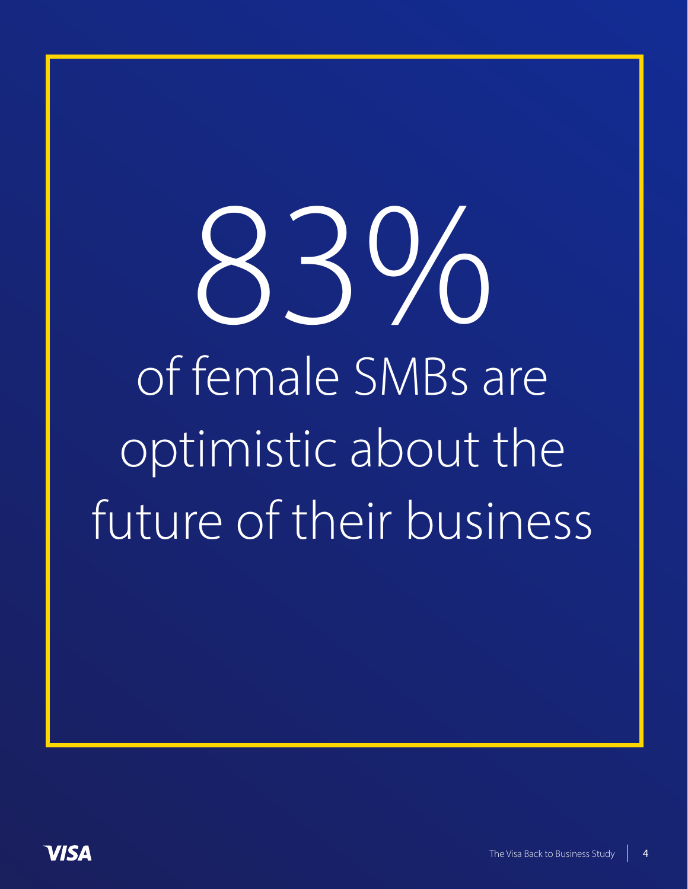# 83%

of female SMBs are optimistic about the future of their business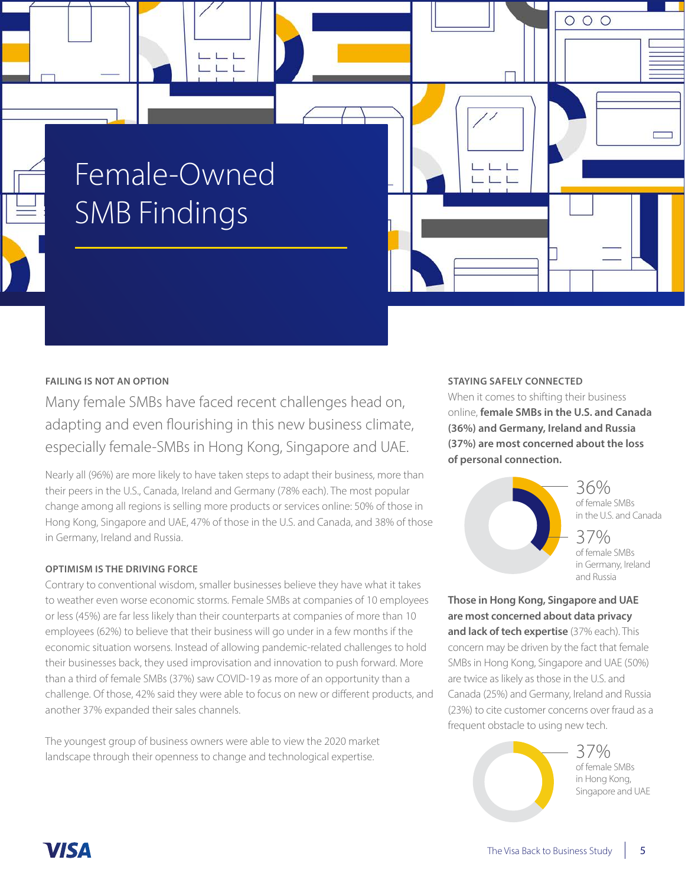# Female-Owned SMB Findings

### FAILING IS NOT AN OPTION

Many female SMBs have faced recent challenges head on, adapting and even flourishing in this new business climate, especially female-SMBs in Hong Kong, Singapore and UAE.

Nearly all (96%) are more likely to have taken steps to adapt their business, more than their peers in the U.S., Canada, Ireland and Germany (78% each). The most popular change among all regions is selling more products or services online: 50% of those in Hong Kong, Singapore and UAE, 47% of those in the U.S. and Canada, and 38% of those in Germany, Ireland and Russia.

### OPTIMISM IS THE DRIVING FORCE

Contrary to conventional wisdom, smaller businesses believe they have what it takes to weather even worse economic storms. Female SMBs at companies of 10 employees or less (45%) are far less likely than their counterparts at companies of more than 10 employees (62%) to believe that their business will go under in a few months if the economic situation worsens. Instead of allowing pandemic-related challenges to hold their businesses back, they used improvisation and innovation to push forward. More than a third of female SMBs (37%) saw COVID-19 as more of an opportunity than a challenge. Of those, 42% said they were able to focus on new or different products, and another 37% expanded their sales channels.

The youngest group of business owners were able to view the 2020 market landscape through their openness to change and technological expertise.

### STAYING SAFELY CONNECTED

When it comes to shifting their business online, **female SMBs in the U.S. and Canada (36%) and Germany, Ireland and Russia (37%) are most concerned about the loss of personal connection.**

36% of female SMBs in the U.S. and Canada

37% of female SMBs in Germany, Ireland and Russia

**Those in Hong Kong, Singapore and UAE are most concerned about data privacy and lack of tech expertise** (37% each). This concern may be driven by the fact that female SMBs in Hong Kong, Singapore and UAE (50%) are twice as likely as those in the U.S. and Canada (25%) and Germany, Ireland and Russia (23%) to cite customer concerns over fraud as a frequent obstacle to using new tech.

37% of female SMBs in Hong Kong, Singapore and UAE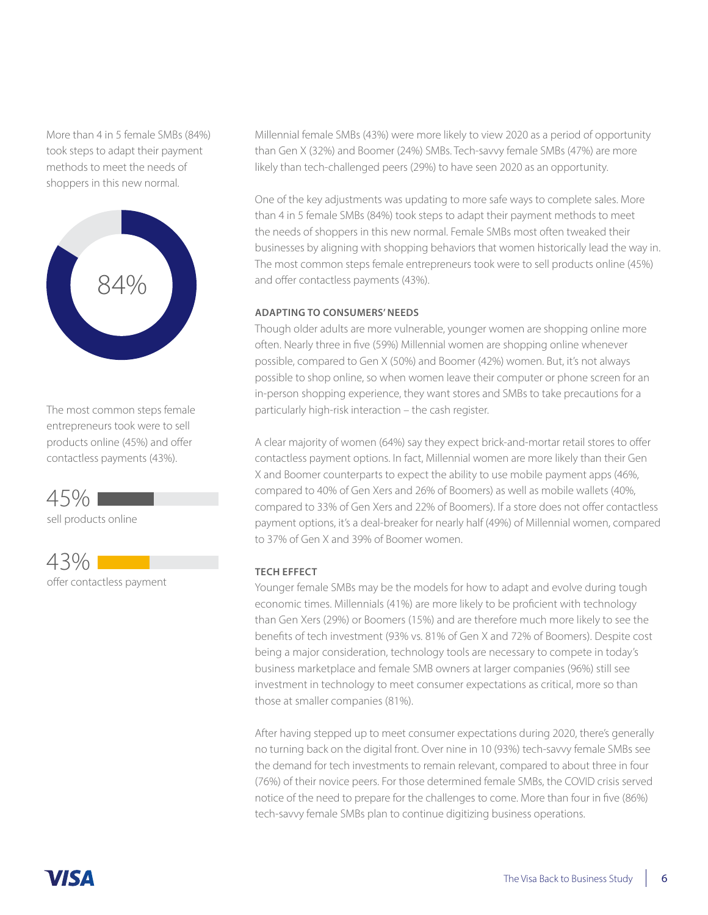More than 4 in 5 female SMBs (84%) took steps to adapt their payment methods to meet the needs of shoppers in this new normal.

84%

The most common steps female entrepreneurs took were to sell products online (45%) and offer contactless payments (43%).

45%
sell products online

43%
offer contactless payment

Millennial female SMBs (43%) were more likely to view 2020 as a period of opportunity than Gen X (32%) and Boomer (24%) SMBs. Tech-savvy female SMBs (47%) are more likely than tech-challenged peers (29%) to have seen 2020 as an opportunity.

One of the key adjustments was updating to more safe ways to complete sales. More than 4 in 5 female SMBs (84%) took steps to adapt their payment methods to meet the needs of shoppers in this new normal. Female SMBs most often tweaked their businesses by aligning with shopping behaviors that women historically lead the way in. The most common steps female entrepreneurs took were to sell products online (45%) and offer contactless payments (43%).

### ADAPTING TO CONSUMERS' NEEDS

Though older adults are more vulnerable, younger women are shopping online more often. Nearly three in five (59%) Millennial women are shopping online whenever possible, compared to Gen X (50%) and Boomer (42%) women. But, it's not always possible to shop online, so when women leave their computer or phone screen for an in-person shopping experience, they want stores and SMBs to take precautions for a particularly high-risk interaction – the cash register.

A clear majority of women (64%) say they expect brick-and-mortar retail stores to offer contactless payment options. In fact, Millennial women are more likely than their Gen X and Boomer counterparts to expect the ability to use mobile payment apps (46%, compared to 40% of Gen Xers and 26% of Boomers) as well as mobile wallets (40%, compared to 33% of Gen Xers and 22% of Boomers). If a store does not offer contactless payment options, it's a deal-breaker for nearly half (49%) of Millennial women, compared to 37% of Gen X and 39% of Boomer women.

### TECH EFFECT

Younger female SMBs may be the models for how to adapt and evolve during tough economic times. Millennials (41%) are more likely to be proficient with technology than Gen Xers (29%) or Boomers (15%) and are therefore much more likely to see the benefits of tech investment (93% vs. 81% of Gen X and 72% of Boomers). Despite cost being a major consideration, technology tools are necessary to compete in today's business marketplace and female SMB owners at larger companies (96%) still see investment in technology to meet consumer expectations as critical, more so than those at smaller companies (81%).

After having stepped up to meet consumer expectations during 2020, there's generally no turning back on the digital front. Over nine in 10 (93%) tech-savvy female SMBs see the demand for tech investments to remain relevant, compared to about three in four (76%) of their novice peers. For those determined female SMBs, the COVID crisis served notice of the need to prepare for the challenges to come. More than four in five (86%) tech-savvy female SMBs plan to continue digitizing business operations.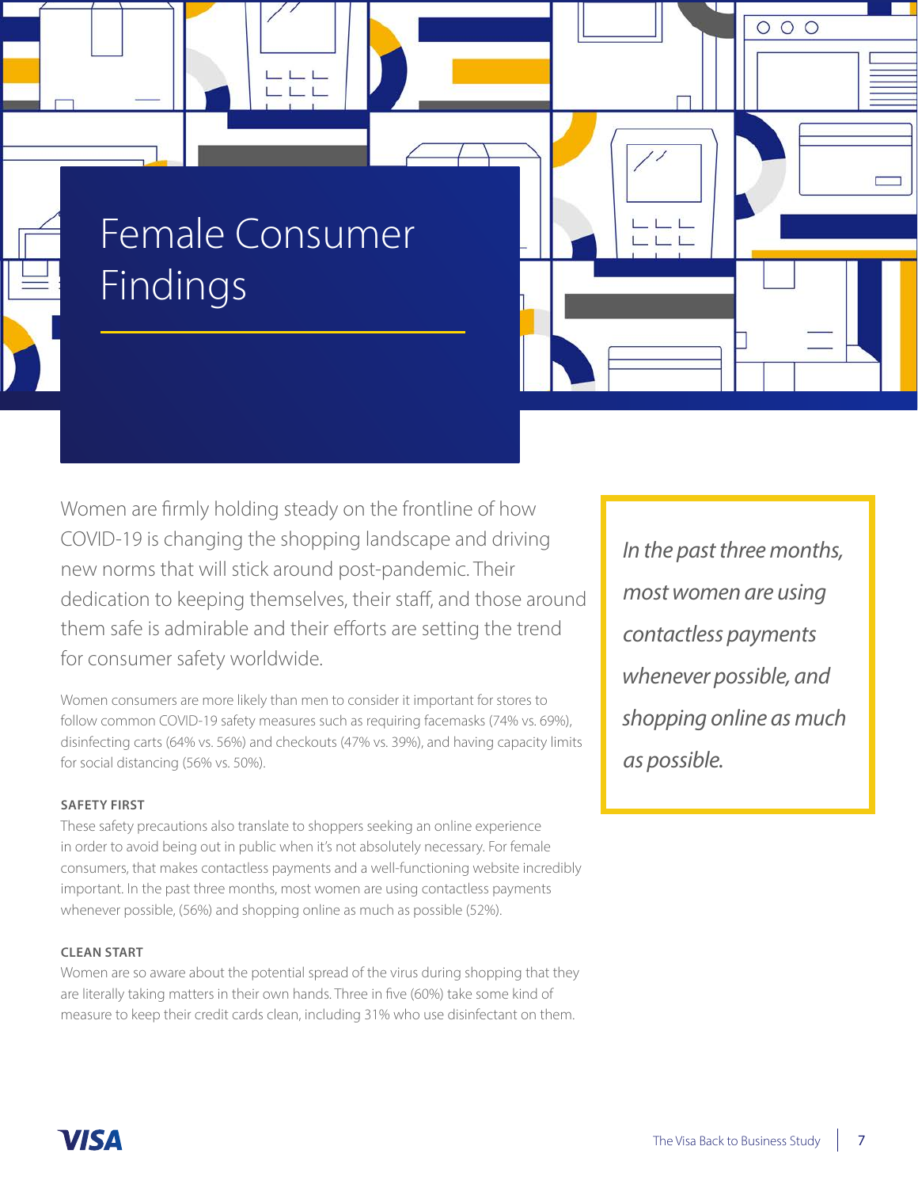# Female Consumer Findings

Women are firmly holding steady on the frontline of how COVID-19 is changing the shopping landscape and driving new norms that will stick around post-pandemic. Their dedication to keeping themselves, their staff, and those around them safe is admirable and their efforts are setting the trend for consumer safety worldwide.

Women consumers are more likely than men to consider it important for stores to follow common COVID-19 safety measures such as requiring facemasks (74% vs. 69%), disinfecting carts (64% vs. 56%) and checkouts (47% vs. 39%), and having capacity limits for social distancing (56% vs. 50%).

### SAFETY FIRST

These safety precautions also translate to shoppers seeking an online experience in order to avoid being out in public when it's not absolutely necessary. For female consumers, that makes contactless payments and a well-functioning website incredibly important. In the past three months, most women are using contactless payments whenever possible, (56%) and shopping online as much as possible (52%).

### CLEAN START

Women are so aware about the potential spread of the virus during shopping that they are literally taking matters in their own hands. Three in five (60%) take some kind of measure to keep their credit cards clean, including 31% who use disinfectant on them.

> *In the past three months, most women are using contactless payments whenever possible, and shopping online as much as possible.*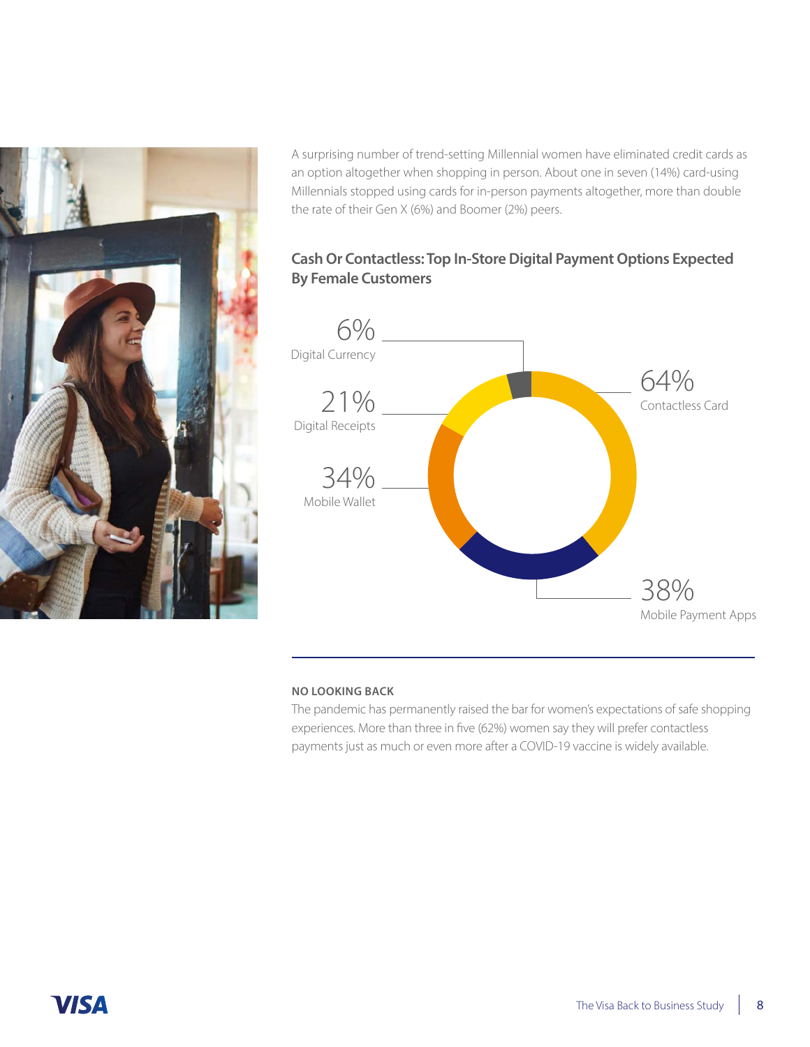A surprising number of trend-setting Millennial women have eliminated credit cards as an option altogether when shopping in person. About one in seven (14%) card-using Millennials stopped using cards for in-person payments altogether, more than double the rate of their Gen X (6%) and Boomer (2%) peers.

### Cash Or Contactless: Top In-Store Digital Payment Options Expected By Female Customers

| Payment Option | Percentage |
|---|---|
| Contactless Card | 64% |
| Mobile Payment Apps | 38% |
| Mobile Wallet | 34% |
| Digital Receipts | 21% |
| Digital Currency | 6% |

---

**NO LOOKING BACK**

The pandemic has permanently raised the bar for women's expectations of safe shopping experiences. More than three in five (62%) women say they will prefer contactless payments just as much or even more after a COVID-19 vaccine is widely available.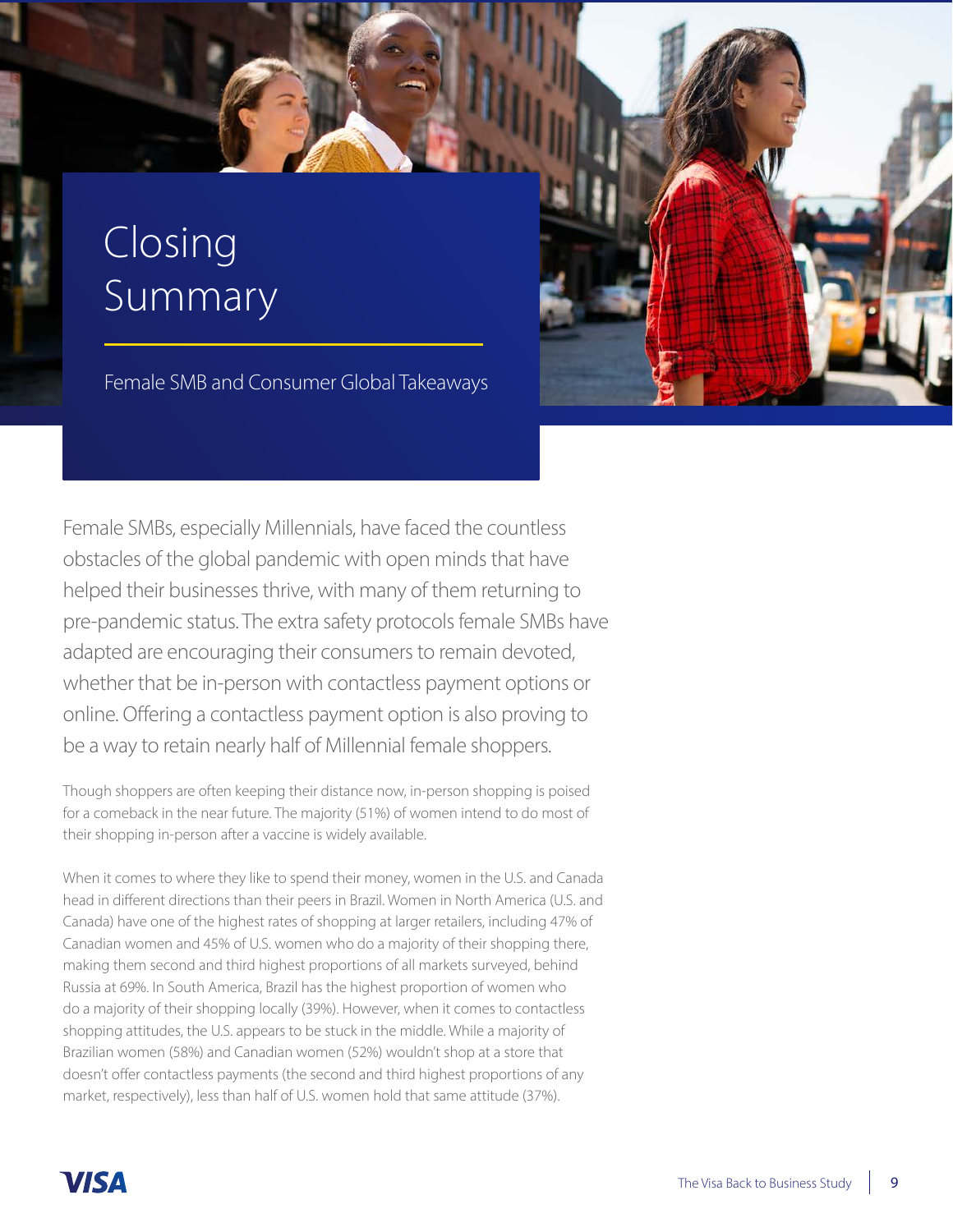# Closing Summary

Female SMB and Consumer Global Takeaways

Female SMBs, especially Millennials, have faced the countless obstacles of the global pandemic with open minds that have helped their businesses thrive, with many of them returning to pre-pandemic status. The extra safety protocols female SMBs have adapted are encouraging their consumers to remain devoted, whether that be in-person with contactless payment options or online. Offering a contactless payment option is also proving to be a way to retain nearly half of Millennial female shoppers.

Though shoppers are often keeping their distance now, in-person shopping is poised for a comeback in the near future. The majority (51%) of women intend to do most of their shopping in-person after a vaccine is widely available.

When it comes to where they like to spend their money, women in the U.S. and Canada head in different directions than their peers in Brazil. Women in North America (U.S. and Canada) have one of the highest rates of shopping at larger retailers, including 47% of Canadian women and 45% of U.S. women who do a majority of their shopping there, making them second and third highest proportions of all markets surveyed, behind Russia at 69%. In South America, Brazil has the highest proportion of women who do a majority of their shopping locally (39%). However, when it comes to contactless shopping attitudes, the U.S. appears to be stuck in the middle. While a majority of Brazilian women (58%) and Canadian women (52%) wouldn't shop at a store that doesn't offer contactless payments (the second and third highest proportions of any market, respectively), less than half of U.S. women hold that same attitude (37%).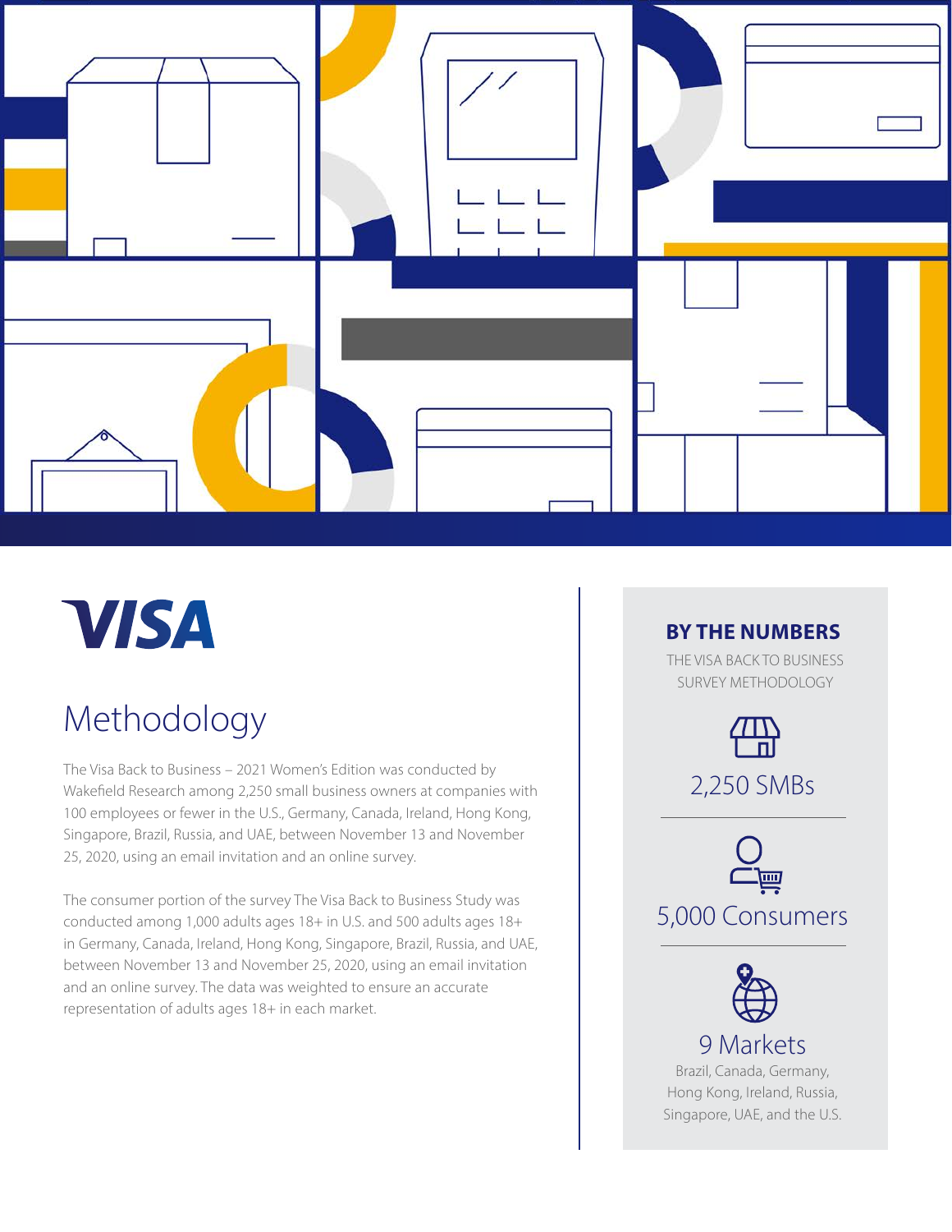VISA

# Methodology

The Visa Back to Business – 2021 Women's Edition was conducted by Wakefield Research among 2,250 small business owners at companies with 100 employees or fewer in the U.S., Germany, Canada, Ireland, Hong Kong, Singapore, Brazil, Russia, and UAE, between November 13 and November 25, 2020, using an email invitation and an online survey.

The consumer portion of the survey The Visa Back to Business Study was conducted among 1,000 adults ages 18+ in U.S. and 500 adults ages 18+ in Germany, Canada, Ireland, Hong Kong, Singapore, Brazil, Russia, and UAE, between November 13 and November 25, 2020, using an email invitation and an online survey. The data was weighted to ensure an accurate representation of adults ages 18+ in each market.

**BY THE NUMBERS**

THE VISA BACK TO BUSINESS SURVEY METHODOLOGY

2,250 SMBs

5,000 Consumers

9 Markets

Brazil, Canada, Germany, Hong Kong, Ireland, Russia, Singapore, UAE, and the U.S.